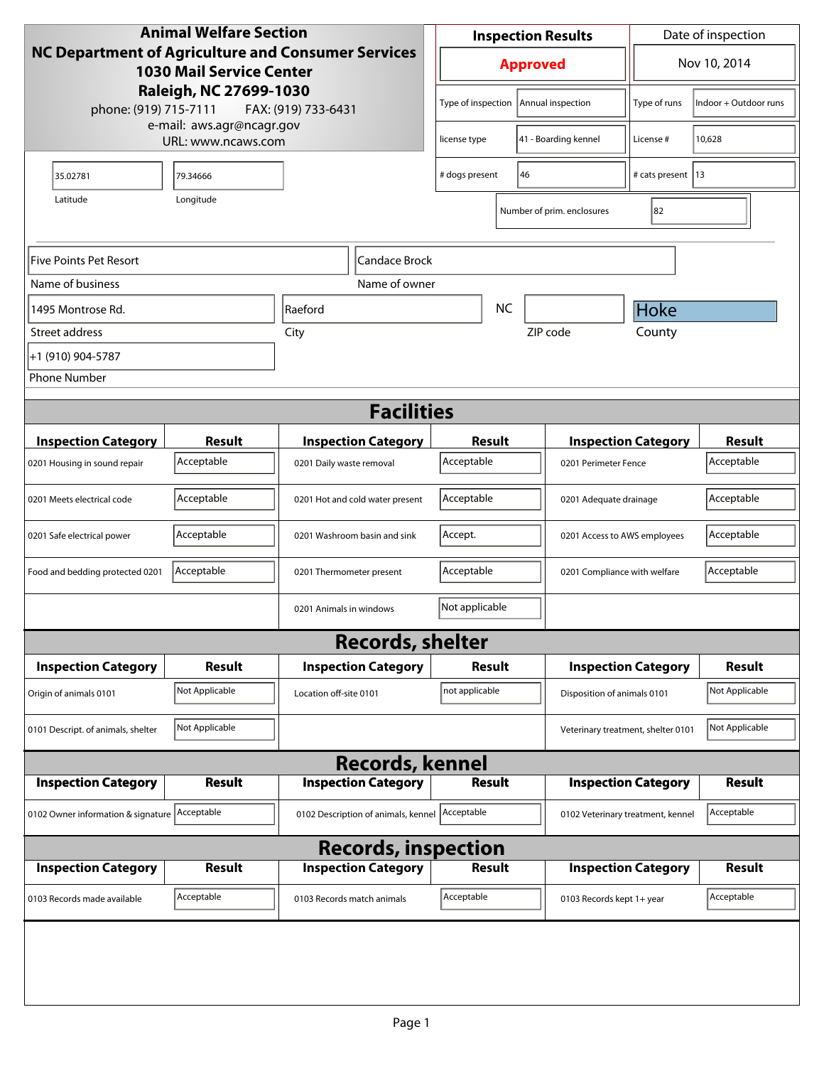**Animal Welfare Section**
**NC Department of Agriculture and Consumer Services**
**1030 Mail Service Center**
**Raleigh, NC 27699-1030**

phone: (919) 715-7111 FAX: (919) 733-6431
e-mail: aws.agr@ncagr.gov
URL: www.ncaws.com

| Inspection Results | Date of inspection |
|---|---|
| **Approved** | Nov 10, 2014 |

| | | | |
|---|---|---|---|
| Type of inspection | Annual inspection | Type of runs | Indoor + Outdoor runs |
| license type | 41 - Boarding kennel | License # | 10,628 |
| # dogs present | 46 | # cats present | 13 |
| Number of prim. enclosures | 82 | | |

| Latitude | Longitude |
|---|---|
| 35.02781 | 79.34666 |

| Field | Value |
|---|---|
| Name of business | Five Points Pet Resort |
| Name of owner | Candace Brock |
| Street address | 1495 Montrose Rd. |
| City | Raeford |
| State | NC |
| ZIP code | |
| County | Hoke |
| Phone Number | +1 (910) 904-5787 |

## Facilities

| Inspection Category | Result | Inspection Category | Result | Inspection Category | Result |
|---|---|---|---|---|---|
| 0201 Housing in sound repair | Acceptable | 0201 Daily waste removal | Acceptable | 0201 Perimeter Fence | Acceptable |
| 0201 Meets electrical code | Acceptable | 0201 Hot and cold water present | Acceptable | 0201 Adequate drainage | Acceptable |
| 0201 Safe electrical power | Acceptable | 0201 Washroom basin and sink | Accept. | 0201 Access to AWS employees | Acceptable |
| Food and bedding protected 0201 | Acceptable | 0201 Thermometer present | Acceptable | 0201 Compliance with welfare | Acceptable |
| | | 0201 Animals in windows | Not applicable | | |

## Records, shelter

| Inspection Category | Result | Inspection Category | Result | Inspection Category | Result |
|---|---|---|---|---|---|
| Origin of animals 0101 | Not Applicable | Location off-site 0101 | not applicable | Disposition of animals 0101 | Not Applicable |
| 0101 Descript. of animals, shelter | Not Applicable | | | Veterinary treatment, shelter 0101 | Not Applicable |

## Records, kennel

| Inspection Category | Result | Inspection Category | Result | Inspection Category | Result |
|---|---|---|---|---|---|
| 0102 Owner information & signature | Acceptable | 0102 Description of animals, kennel | Acceptable | 0102 Veterinary treatment, kennel | Acceptable |

## Records, inspection

| Inspection Category | Result | Inspection Category | Result | Inspection Category | Result |
|---|---|---|---|---|---|
| 0103 Records made available | Acceptable | 0103 Records match animals | Acceptable | 0103 Records kept 1+ year | Acceptable |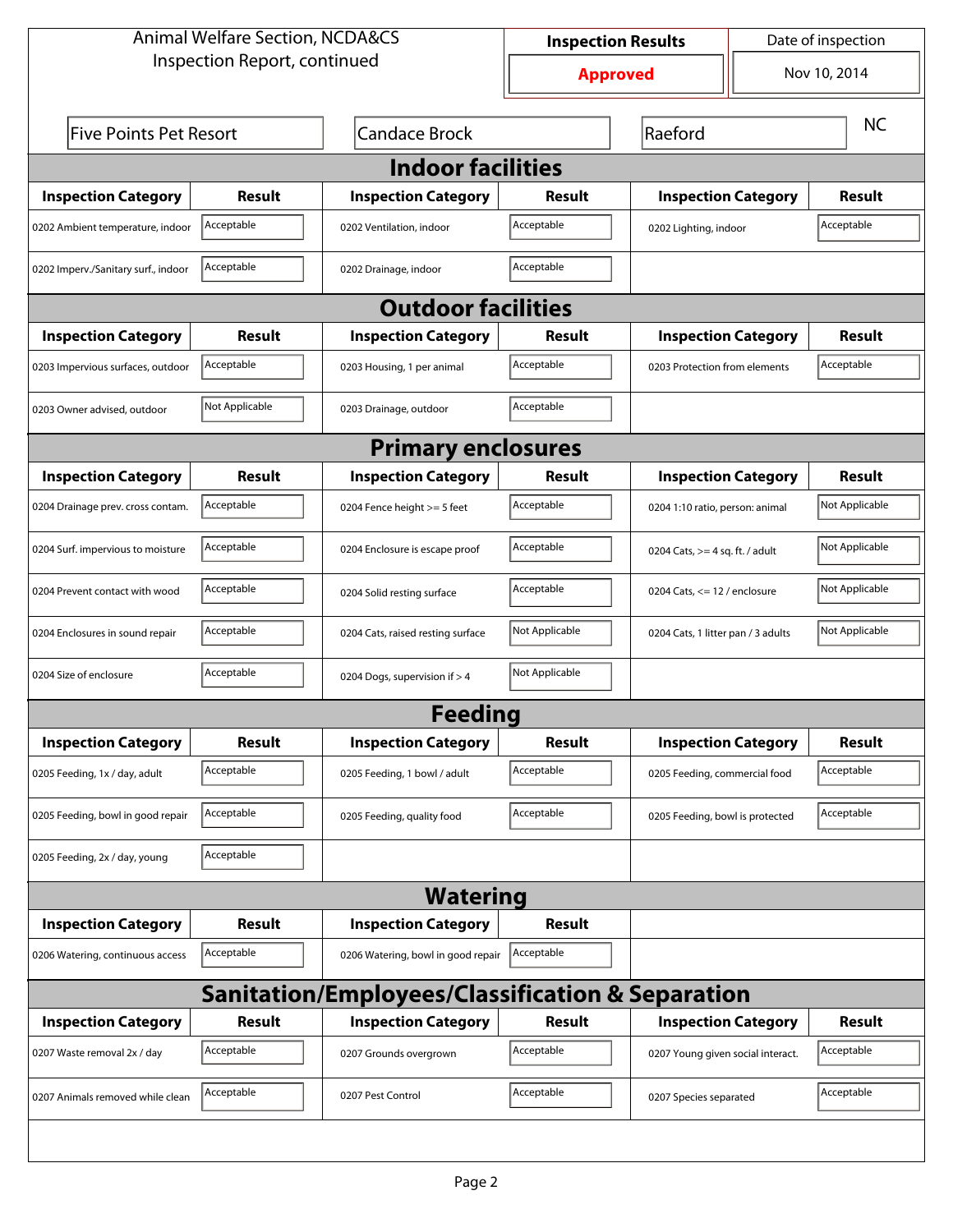Animal Welfare Section, NCDA&CS
Inspection Report, continued

| Inspection Results | Date of inspection |
|---|---|
| **Approved** | Nov 10, 2014 |

| Five Points Pet Resort | Candace Brock | Raeford | NC |
|---|---|---|---|

## Indoor facilities

| Inspection Category | Result | Inspection Category | Result | Inspection Category | Result |
|---|---|---|---|---|---|
| 0202 Ambient temperature, indoor | Acceptable | 0202 Ventilation, indoor | Acceptable | 0202 Lighting, indoor | Acceptable |
| 0202 Imperv./Sanitary surf., indoor | Acceptable | 0202 Drainage, indoor | Acceptable | | |

## Outdoor facilities

| Inspection Category | Result | Inspection Category | Result | Inspection Category | Result |
|---|---|---|---|---|---|
| 0203 Impervious surfaces, outdoor | Acceptable | 0203 Housing, 1 per animal | Acceptable | 0203 Protection from elements | Acceptable |
| 0203 Owner advised, outdoor | Not Applicable | 0203 Drainage, outdoor | Acceptable | | |

## Primary enclosures

| Inspection Category | Result | Inspection Category | Result | Inspection Category | Result |
|---|---|---|---|---|---|
| 0204 Drainage prev. cross contam. | Acceptable | 0204 Fence height >= 5 feet | Acceptable | 0204 1:10 ratio, person: animal | Not Applicable |
| 0204 Surf. impervious to moisture | Acceptable | 0204 Enclosure is escape proof | Acceptable | 0204 Cats, >= 4 sq. ft. / adult | Not Applicable |
| 0204 Prevent contact with wood | Acceptable | 0204 Solid resting surface | Acceptable | 0204 Cats, <= 12 / enclosure | Not Applicable |
| 0204 Enclosures in sound repair | Acceptable | 0204 Cats, raised resting surface | Not Applicable | 0204 Cats, 1 litter pan / 3 adults | Not Applicable |
| 0204 Size of enclosure | Acceptable | 0204 Dogs, supervision if > 4 | Not Applicable | | |

## Feeding

| Inspection Category | Result | Inspection Category | Result | Inspection Category | Result |
|---|---|---|---|---|---|
| 0205 Feeding, 1x / day, adult | Acceptable | 0205 Feeding, 1 bowl / adult | Acceptable | 0205 Feeding, commercial food | Acceptable |
| 0205 Feeding, bowl in good repair | Acceptable | 0205 Feeding, quality food | Acceptable | 0205 Feeding, bowl is protected | Acceptable |
| 0205 Feeding, 2x / day, young | Acceptable | | | | |

## Watering

| Inspection Category | Result | Inspection Category | Result |
|---|---|---|---|
| 0206 Watering, continuous access | Acceptable | 0206 Watering, bowl in good repair | Acceptable |

## Sanitation/Employees/Classification & Separation

| Inspection Category | Result | Inspection Category | Result | Inspection Category | Result |
|---|---|---|---|---|---|
| 0207 Waste removal 2x / day | Acceptable | 0207 Grounds overgrown | Acceptable | 0207 Young given social interact. | Acceptable |
| 0207 Animals removed while clean | Acceptable | 0207 Pest Control | Acceptable | 0207 Species separated | Acceptable |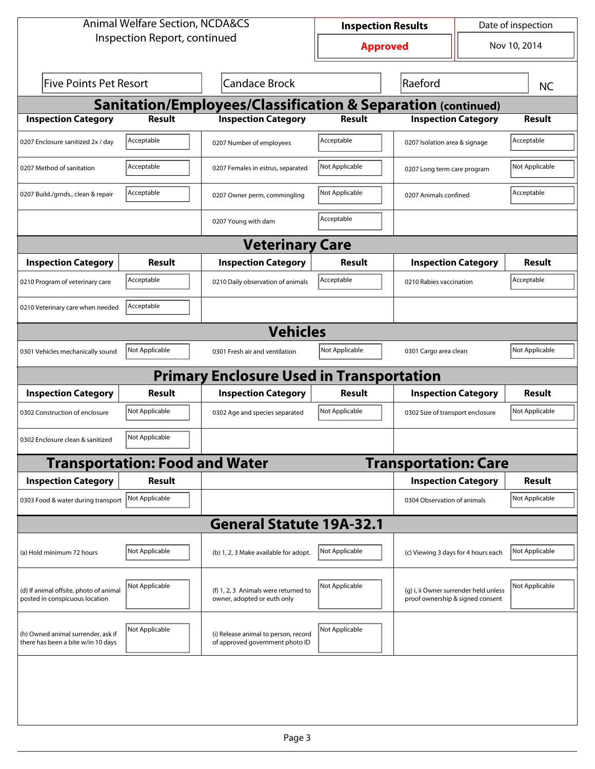Animal Welfare Section, NCDA&CS
Inspection Report, continued

| Inspection Results | Date of inspection |
|---|---|
| Approved | Nov 10, 2014 |

| Five Points Pet Resort | Candace Brock | Raeford | NC |
|---|---|---|---|

## Sanitation/Employees/Classification & Separation (continued)

| Inspection Category | Result | Inspection Category | Result | Inspection Category | Result |
|---|---|---|---|---|---|
| 0207 Enclosure sanitized 2x / day | Acceptable | 0207 Number of employees | Acceptable | 0207 Isolation area & signage | Acceptable |
| 0207 Method of sanitation | Acceptable | 0207 Females in estrus, separated | Not Applicable | 0207 Long term care program | Not Applicable |
| 0207 Build./grnds., clean & repair | Acceptable | 0207 Owner perm, commingling | Not Applicable | 0207 Animals confined | Acceptable |
| | | 0207 Young with dam | Acceptable | | |

## Veterinary Care

| Inspection Category | Result | Inspection Category | Result | Inspection Category | Result |
|---|---|---|---|---|---|
| 0210 Program of veterinary care | Acceptable | 0210 Daily observation of animals | Acceptable | 0210 Rabies vaccination | Acceptable |
| 0210 Veterinary care when needed | Acceptable | | | | |

## Vehicles

| Inspection Category | Result | Inspection Category | Result | Inspection Category | Result |
|---|---|---|---|---|---|
| 0301 Vehicles mechanically sound | Not Applicable | 0301 Fresh air and ventilation | Not Applicable | 0301 Cargo area clean | Not Applicable |

## Primary Enclosure Used in Transportation

| Inspection Category | Result | Inspection Category | Result | Inspection Category | Result |
|---|---|---|---|---|---|
| 0302 Construction of enclosure | Not Applicable | 0302 Age and species separated | Not Applicable | 0302 Size of transport enclosure | Not Applicable |
| 0302 Enclosure clean & sanitized | Not Applicable | | | | |

## Transportation: Food and Water

| Inspection Category | Result |
|---|---|
| 0303 Food & water during transport | Not Applicable |

## Transportation: Care

| Inspection Category | Result |
|---|---|
| 0304 Observation of animals | Not Applicable |

## General Statute 19A-32.1

| Inspection Category | Result | Inspection Category | Result | Inspection Category | Result |
|---|---|---|---|---|---|
| (a) Hold minimum 72 hours | Not Applicable | (b) 1, 2, 3 Make available for adopt. | Not Applicable | (c) Viewing 3 days for 4 hours each | Not Applicable |
| (d) If animal offsite, photo of animal posted in conspicuous location | Not Applicable | (f) 1, 2, 3 Animals were returned to owner, adopted or euth only | Not Applicable | (g) i, ii Owner surrender held unless proof ownership & signed consent | Not Applicable |
| (h) Owned animal surrender, ask if there has been a bite w/in 10 days | Not Applicable | (i) Release animal to person, record of approved government photo ID | Not Applicable | | |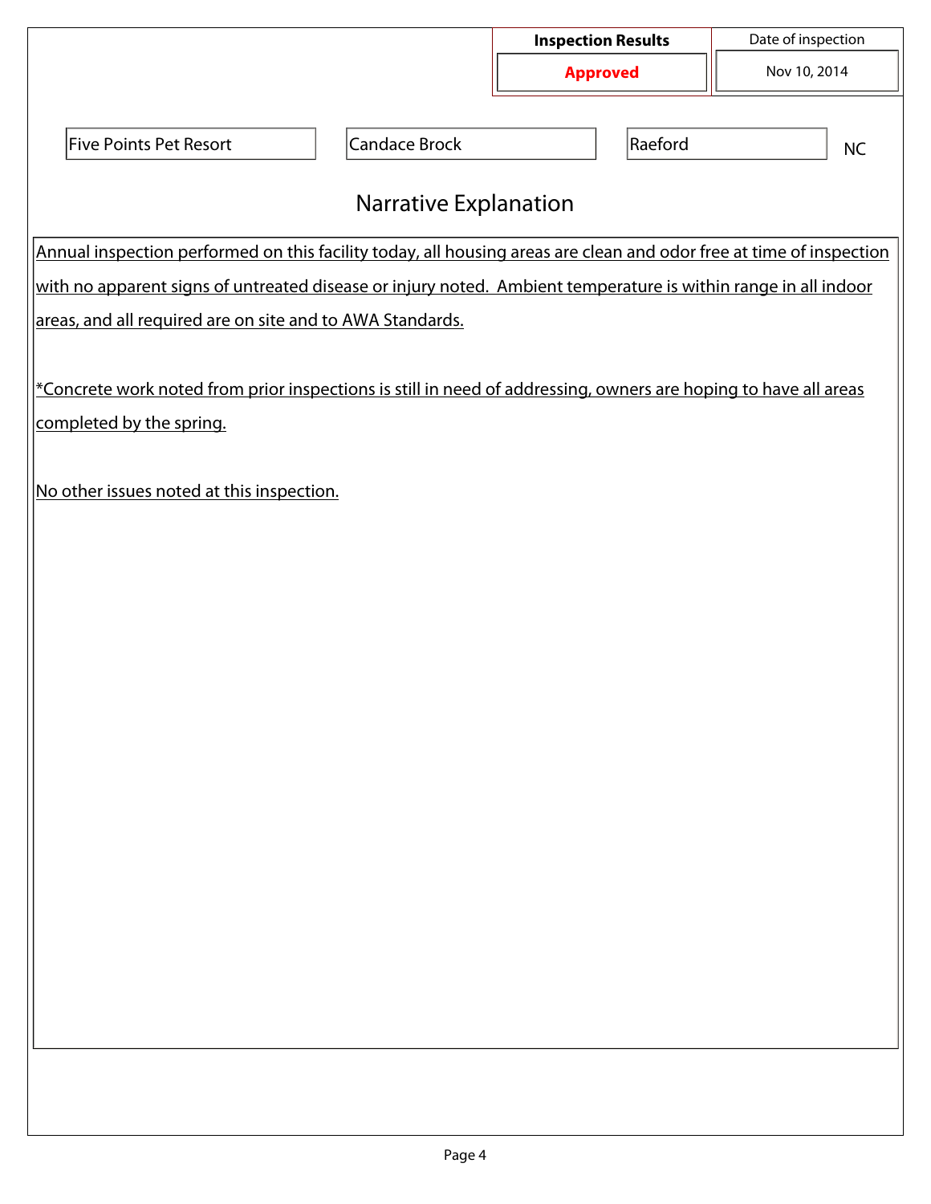| Inspection Results | Date of inspection |
|---|---|
| **Approved** | Nov 10, 2014 |

| | | | |
|---|---|---|---|
| Five Points Pet Resort | Candace Brock | Raeford | NC |

## Narrative Explanation

Annual inspection performed on this facility today, all housing areas are clean and odor free at time of inspection with no apparent signs of untreated disease or injury noted. Ambient temperature is within range in all indoor areas, and all required are on site and to AWA Standards.

*Concrete work noted from prior inspections is still in need of addressing, owners are hoping to have all areas completed by the spring.

No other issues noted at this inspection.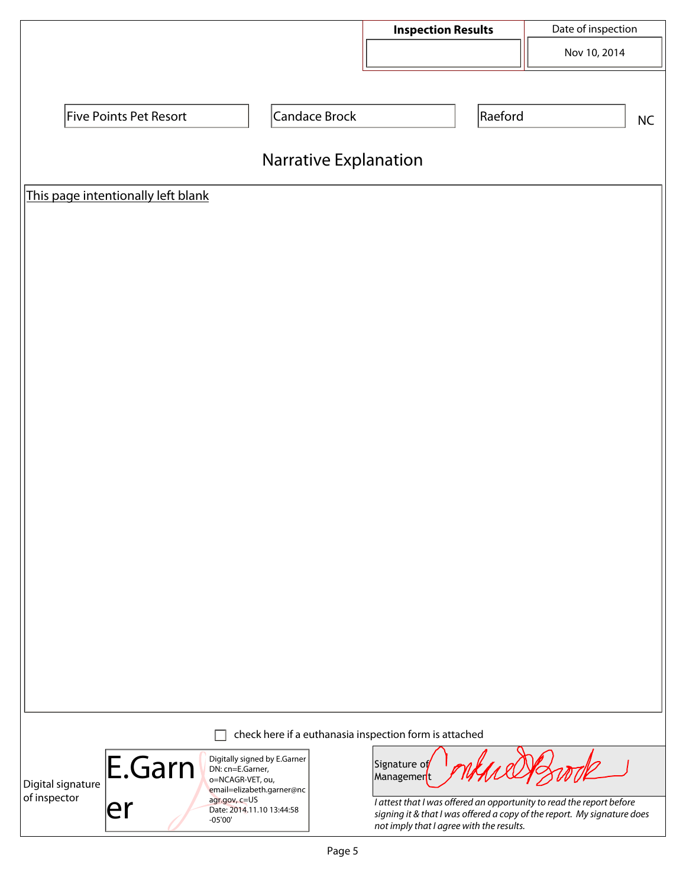| Inspection Results | Date of inspection |
|---|---|
| | Nov 10, 2014 |

| | | | |
|---|---|---|---|
| Five Points Pet Resort | Candace Brock | Raeford | NC |

## Narrative Explanation

This page intentionally left blank

☐ check here if a euthanasia inspection form is attached

Digital signature of inspector

E.Garner

Digitally signed by E.Garner
DN: cn=E.Garner, o=NCAGR-VET, ou, email=elizabeth.garner@ncagr.gov, c=US
Date: 2014.11.10 13:44:58 -05'00'

Signature of Management

*I attest that I was offered an opportunity to read the report before signing it & that I was offered a copy of the report. My signature does not imply that I agree with the results.*